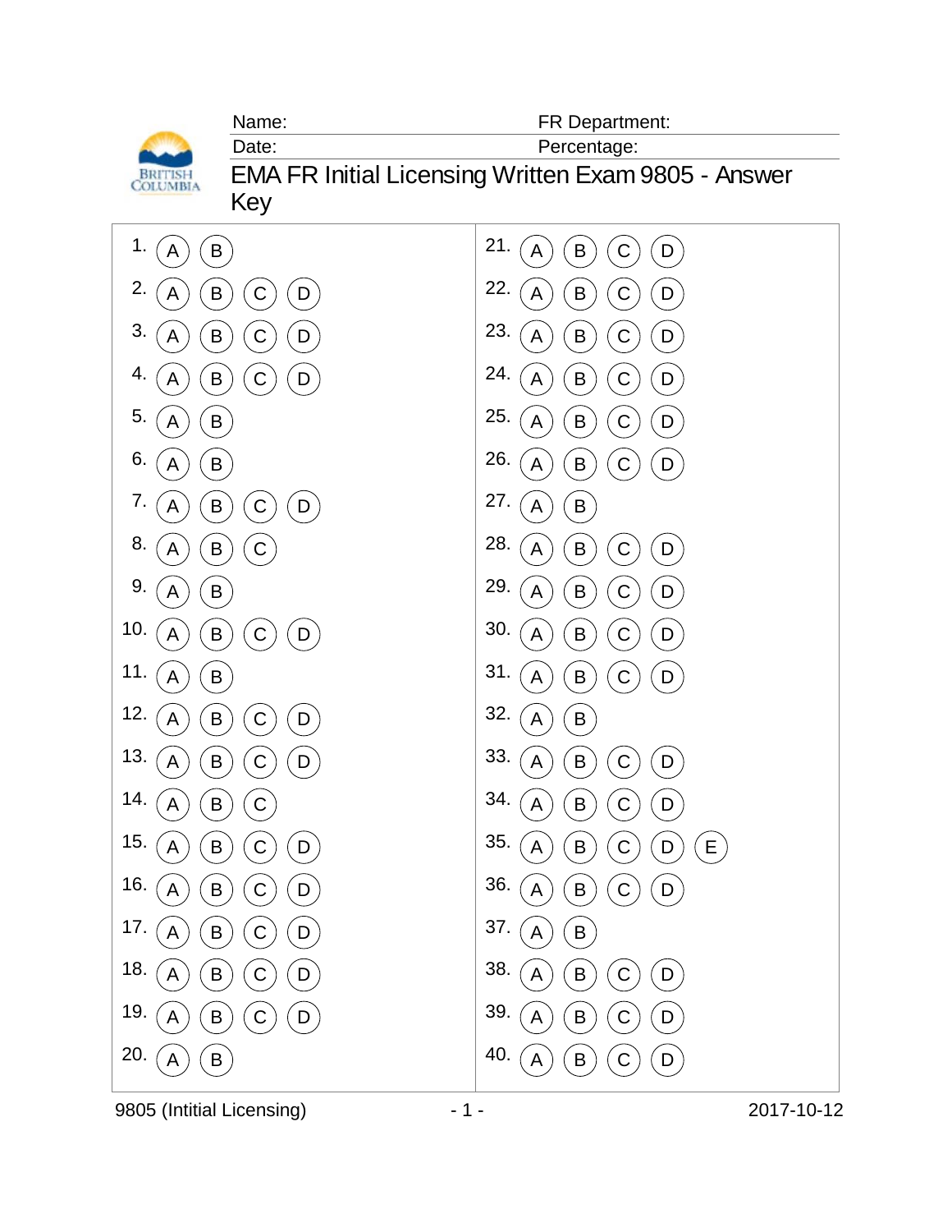Name: FR Department:

Date: Percentage:

# EMA FR Initial Licensing Written Exam 9805 - Answer Key

| Question | Options | Question | Options |
| --- | --- | --- | --- |
| 1. | A B | 21. | A B C D |
| 2. | A B C D | 22. | A B C D |
| 3. | A B C D | 23. | A B C D |
| 4. | A B C D | 24. | A B C D |
| 5. | A B | 25. | A B C D |
| 6. | A B | 26. | A B C D |
| 7. | A B C D | 27. | A B |
| 8. | A B C | 28. | A B C D |
| 9. | A B | 29. | A B C D |
| 10. | A B C D | 30. | A B C D |
| 11. | A B | 31. | A B C D |
| 12. | A B C D | 32. | A B |
| 13. | A B C D | 33. | A B C D |
| 14. | A B C | 34. | A B C D |
| 15. | A B C D | 35. | A B C D E |
| 16. | A B C D | 36. | A B C D |
| 17. | A B C D | 37. | A B |
| 18. | A B C D | 38. | A B C D |
| 19. | A B C D | 39. | A B C D |
| 20. | A B | 40. | A B C D |

9805 (Intitial Licensing) 2017-10-12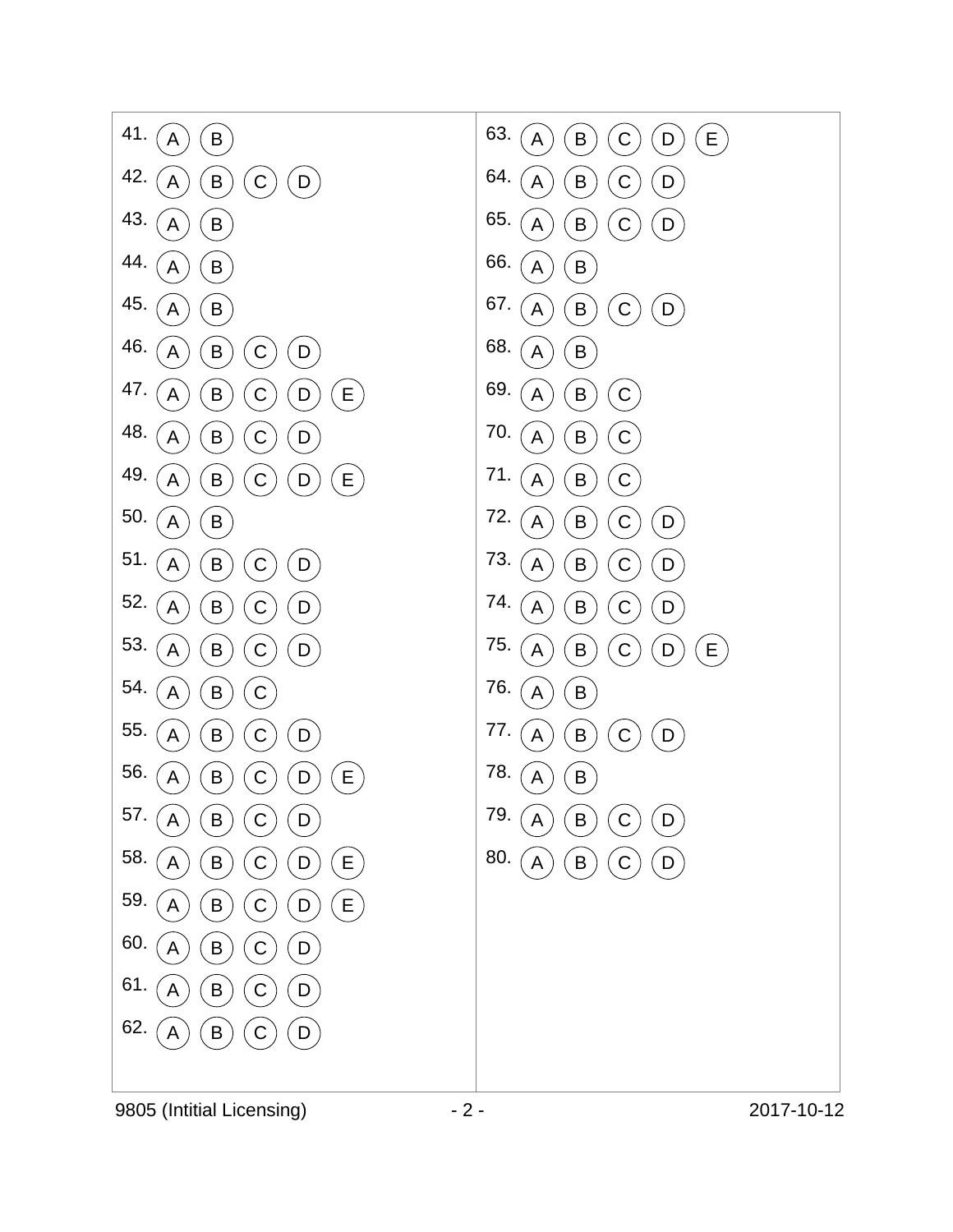41. (A) (B)

42. (A) (B) (C) (D)

43. (A) (B)

44. (A) (B)

45. (A) (B)

46. (A) (B) (C) (D)

47. (A) (B) (C) (D) (E)

48. (A) (B) (C) (D)

49. (A) (B) (C) (D) (E)

50. (A) (B)

51. (A) (B) (C) (D)

52. (A) (B) (C) (D)

53. (A) (B) (C) (D)

54. (A) (B) (C)

55. (A) (B) (C) (D)

56. (A) (B) (C) (D) (E)

57. (A) (B) (C) (D)

58. (A) (B) (C) (D) (E)

59. (A) (B) (C) (D) (E)

60. (A) (B) (C) (D)

61. (A) (B) (C) (D)

62. (A) (B) (C) (D)

63. (A) (B) (C) (D) (E)

64. (A) (B) (C) (D)

65. (A) (B) (C) (D)

66. (A) (B)

67. (A) (B) (C) (D)

68. (A) (B)

69. (A) (B) (C)

70. (A) (B) (C)

71. (A) (B) (C)

72. (A) (B) (C) (D)

73. (A) (B) (C) (D)

74. (A) (B) (C) (D)

75. (A) (B) (C) (D) (E)

76. (A) (B)

77. (A) (B) (C) (D)

78. (A) (B)

79. (A) (B) (C) (D)

80. (A) (B) (C) (D)

9805 (Intitial Licensing) 2017-10-12